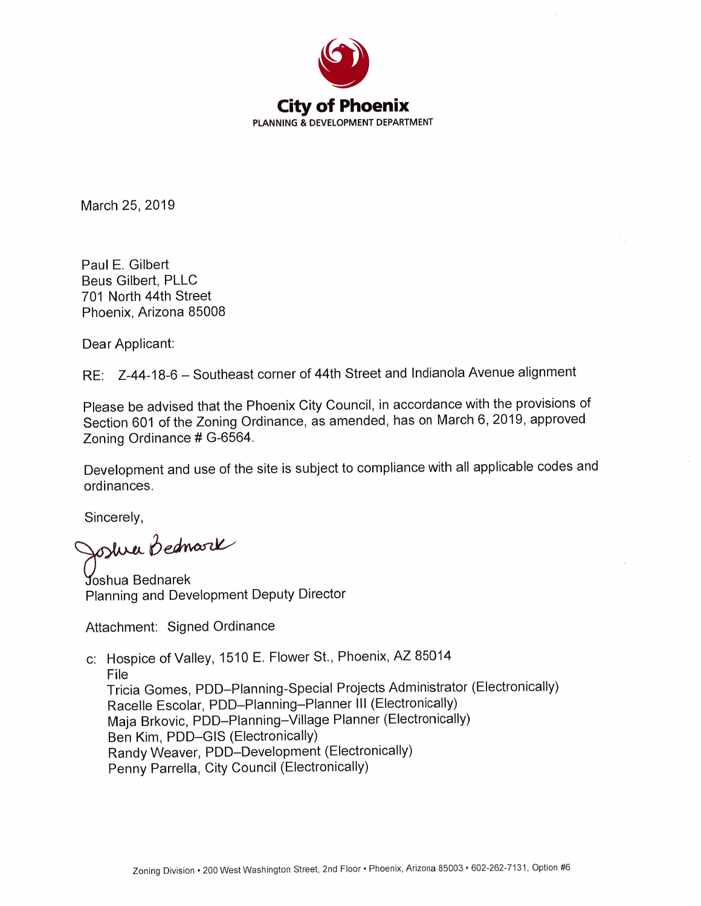# City of Phoenix

PLANNING & DEVELOPMENT DEPARTMENT

March 25, 2019

Paul E. Gilbert
Beus Gilbert, PLLC
701 North 44th Street
Phoenix, Arizona 85008

Dear Applicant:

RE: Z-44-18-6 – Southeast corner of 44th Street and Indianola Avenue alignment

Please be advised that the Phoenix City Council, in accordance with the provisions of Section 601 of the Zoning Ordinance, as amended, has on March 6, 2019, approved Zoning Ordinance # G-6564.

Development and use of the site is subject to compliance with all applicable codes and ordinances.

Sincerely,

Joshua Bednarek

Joshua Bednarek
Planning and Development Deputy Director

Attachment: Signed Ordinance

c: Hospice of Valley, 1510 E. Flower St., Phoenix, AZ 85014
File
Tricia Gomes, PDD–Planning-Special Projects Administrator (Electronically)
Racelle Escolar, PDD–Planning–Planner III (Electronically)
Maja Brkovic, PDD–Planning–Village Planner (Electronically)
Ben Kim, PDD–GIS (Electronically)
Randy Weaver, PDD–Development (Electronically)
Penny Parrella, City Council (Electronically)

Zoning Division • 200 West Washington Street, 2nd Floor • Phoenix, Arizona 85003 • 602-262-7131, Option #6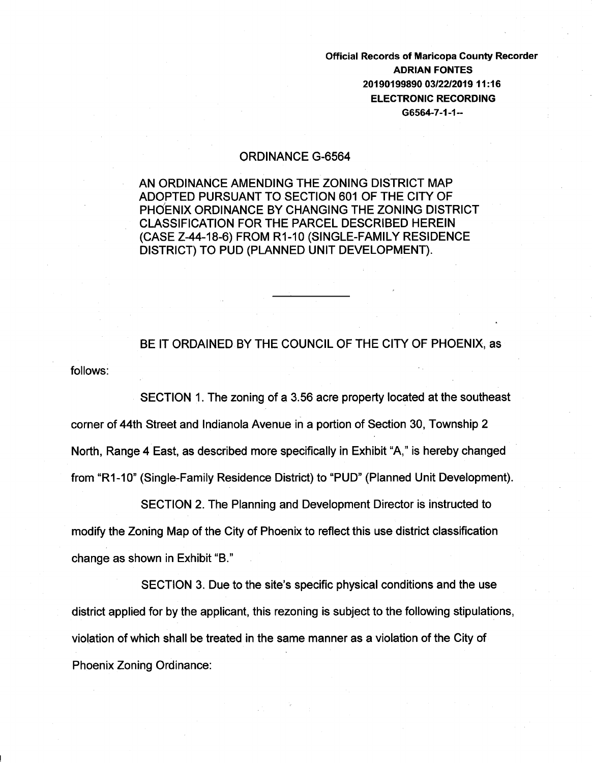**Official Records of Maricopa County Recorder**
**ADRIAN FONTES**
**20190199890 03/22/2019 11:16**
**ELECTRONIC RECORDING**
**G6564-7-1-1--**

# ORDINANCE G-6564

AN ORDINANCE AMENDING THE ZONING DISTRICT MAP ADOPTED PURSUANT TO SECTION 601 OF THE CITY OF PHOENIX ORDINANCE BY CHANGING THE ZONING DISTRICT CLASSIFICATION FOR THE PARCEL DESCRIBED HEREIN (CASE Z-44-18-6) FROM R1-10 (SINGLE-FAMILY RESIDENCE DISTRICT) TO PUD (PLANNED UNIT DEVELOPMENT).

---

BE IT ORDAINED BY THE COUNCIL OF THE CITY OF PHOENIX, as follows:

SECTION 1. The zoning of a 3.56 acre property located at the southeast corner of 44th Street and Indianola Avenue in a portion of Section 30, Township 2 North, Range 4 East, as described more specifically in Exhibit "A," is hereby changed from "R1-10" (Single-Family Residence District) to "PUD" (Planned Unit Development).

SECTION 2. The Planning and Development Director is instructed to modify the Zoning Map of the City of Phoenix to reflect this use district classification change as shown in Exhibit "B."

SECTION 3. Due to the site's specific physical conditions and the use district applied for by the applicant, this rezoning is subject to the following stipulations, violation of which shall be treated in the same manner as a violation of the City of Phoenix Zoning Ordinance: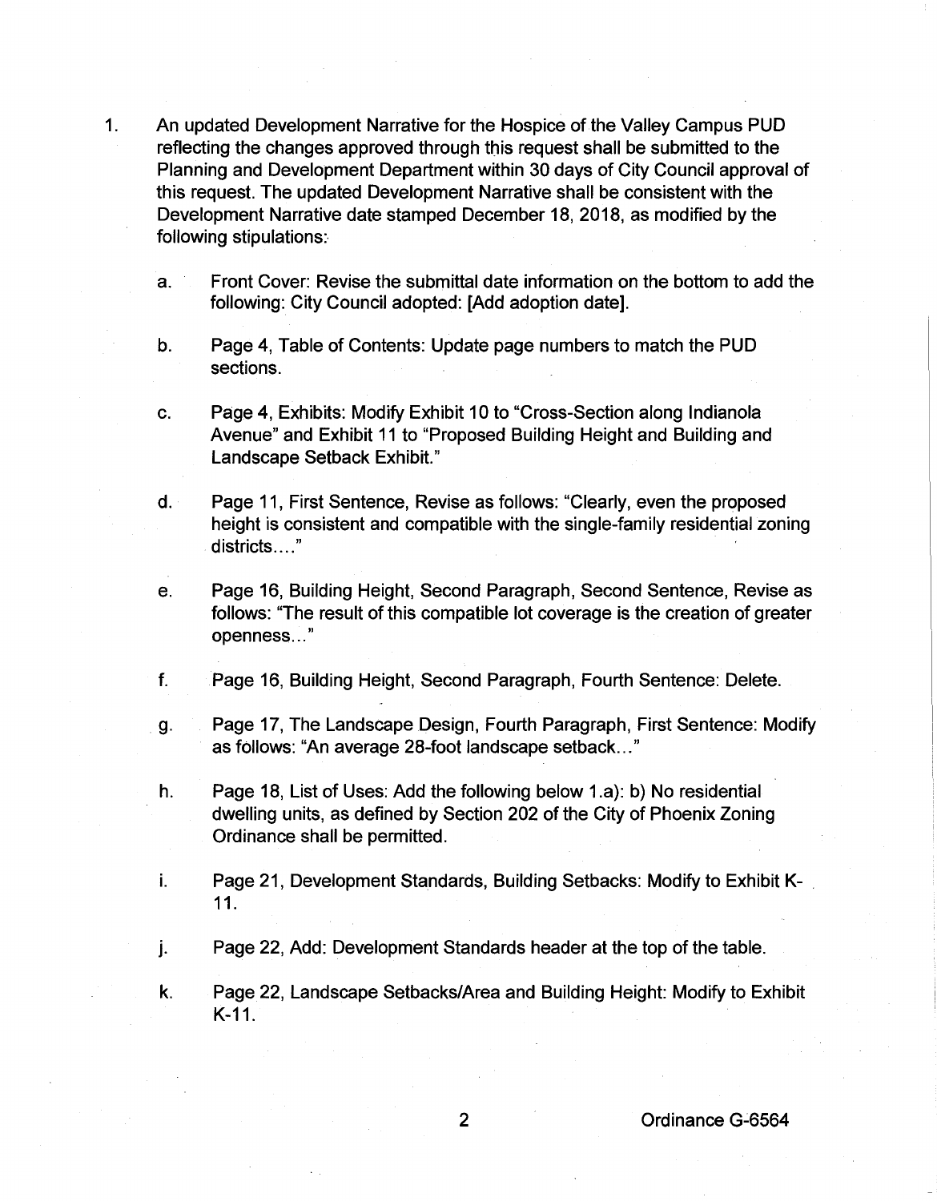1. An updated Development Narrative for the Hospice of the Valley Campus PUD reflecting the changes approved through this request shall be submitted to the Planning and Development Department within 30 days of City Council approval of this request. The updated Development Narrative shall be consistent with the Development Narrative date stamped December 18, 2018, as modified by the following stipulations:

   a. Front Cover: Revise the submittal date information on the bottom to add the following: City Council adopted: [Add adoption date].

   b. Page 4, Table of Contents: Update page numbers to match the PUD sections.

   c. Page 4, Exhibits: Modify Exhibit 10 to "Cross-Section along Indianola Avenue" and Exhibit 11 to "Proposed Building Height and Building and Landscape Setback Exhibit."

   d. Page 11, First Sentence, Revise as follows: "Clearly, even the proposed height is consistent and compatible with the single-family residential zoning districts…."

   e. Page 16, Building Height, Second Paragraph, Second Sentence, Revise as follows: "The result of this compatible lot coverage is the creation of greater openness…"

   f. Page 16, Building Height, Second Paragraph, Fourth Sentence: Delete.

   g. Page 17, The Landscape Design, Fourth Paragraph, First Sentence: Modify as follows: "An average 28-foot landscape setback…"

   h. Page 18, List of Uses: Add the following below 1.a): b) No residential dwelling units, as defined by Section 202 of the City of Phoenix Zoning Ordinance shall be permitted.

   i. Page 21, Development Standards, Building Setbacks: Modify to Exhibit K-11.

   j. Page 22, Add: Development Standards header at the top of the table.

   k. Page 22, Landscape Setbacks/Area and Building Height: Modify to Exhibit K-11.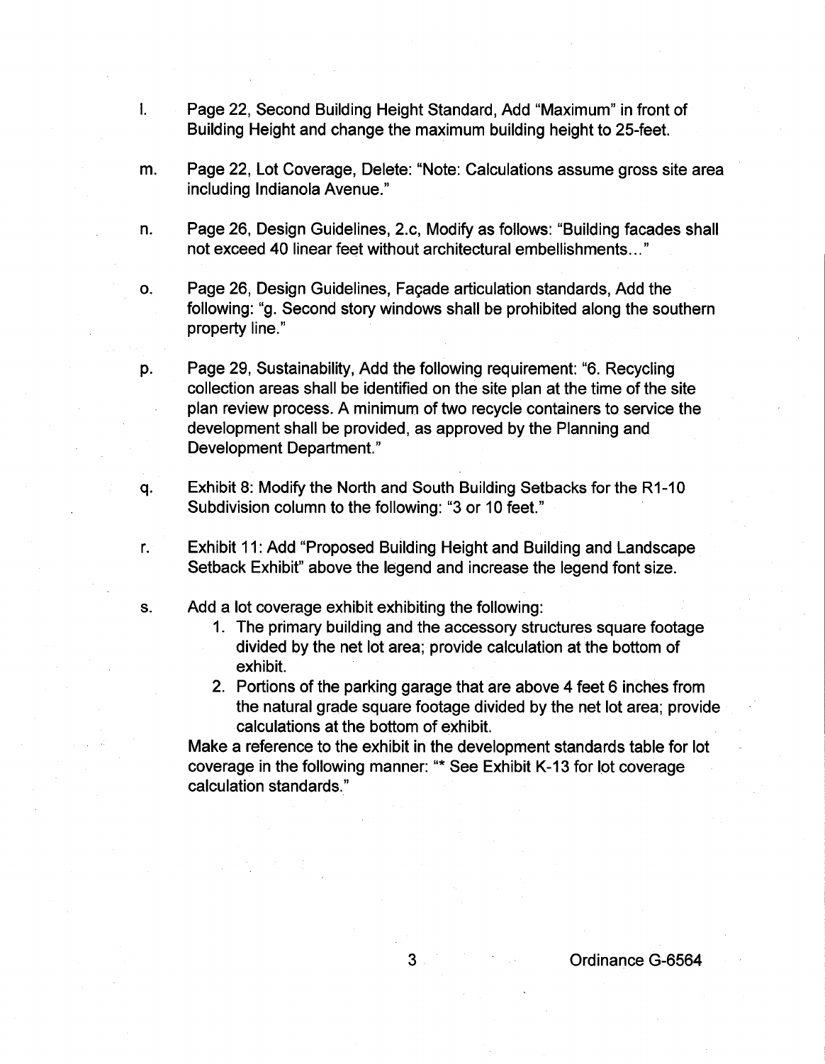l. Page 22, Second Building Height Standard, Add "Maximum" in front of Building Height and change the maximum building height to 25-feet.

m. Page 22, Lot Coverage, Delete: "Note: Calculations assume gross site area including Indianola Avenue."

n. Page 26, Design Guidelines, 2.c, Modify as follows: "Building facades shall not exceed 40 linear feet without architectural embellishments..."

o. Page 26, Design Guidelines, Façade articulation standards, Add the following: "g. Second story windows shall be prohibited along the southern property line."

p. Page 29, Sustainability, Add the following requirement: "6. Recycling collection areas shall be identified on the site plan at the time of the site plan review process. A minimum of two recycle containers to service the development shall be provided, as approved by the Planning and Development Department."

q. Exhibit 8: Modify the North and South Building Setbacks for the R1-10 Subdivision column to the following: "3 or 10 feet."

r. Exhibit 11: Add "Proposed Building Height and Building and Landscape Setback Exhibit" above the legend and increase the legend font size.

s. Add a lot coverage exhibit exhibiting the following:
   1. The primary building and the accessory structures square footage divided by the net lot area; provide calculation at the bottom of exhibit.
   2. Portions of the parking garage that are above 4 feet 6 inches from the natural grade square footage divided by the net lot area; provide calculations at the bottom of exhibit.

   Make a reference to the exhibit in the development standards table for lot coverage in the following manner: "* See Exhibit K-13 for lot coverage calculation standards."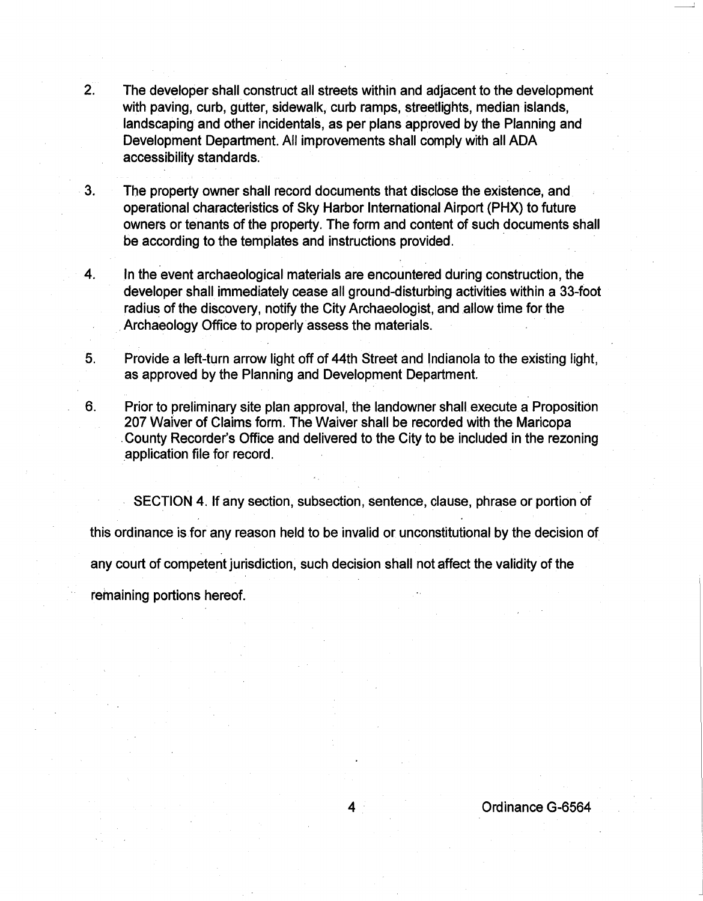2. The developer shall construct all streets within and adjacent to the development with paving, curb, gutter, sidewalk, curb ramps, streetlights, median islands, landscaping and other incidentals, as per plans approved by the Planning and Development Department. All improvements shall comply with all ADA accessibility standards.

3. The property owner shall record documents that disclose the existence, and operational characteristics of Sky Harbor International Airport (PHX) to future owners or tenants of the property. The form and content of such documents shall be according to the templates and instructions provided.

4. In the event archaeological materials are encountered during construction, the developer shall immediately cease all ground-disturbing activities within a 33-foot radius of the discovery, notify the City Archaeologist, and allow time for the Archaeology Office to properly assess the materials.

5. Provide a left-turn arrow light off of 44th Street and Indianola to the existing light, as approved by the Planning and Development Department.

6. Prior to preliminary site plan approval, the landowner shall execute a Proposition 207 Waiver of Claims form. The Waiver shall be recorded with the Maricopa County Recorder's Office and delivered to the City to be included in the rezoning application file for record.

SECTION 4. If any section, subsection, sentence, clause, phrase or portion of this ordinance is for any reason held to be invalid or unconstitutional by the decision of any court of competent jurisdiction, such decision shall not affect the validity of the remaining portions hereof.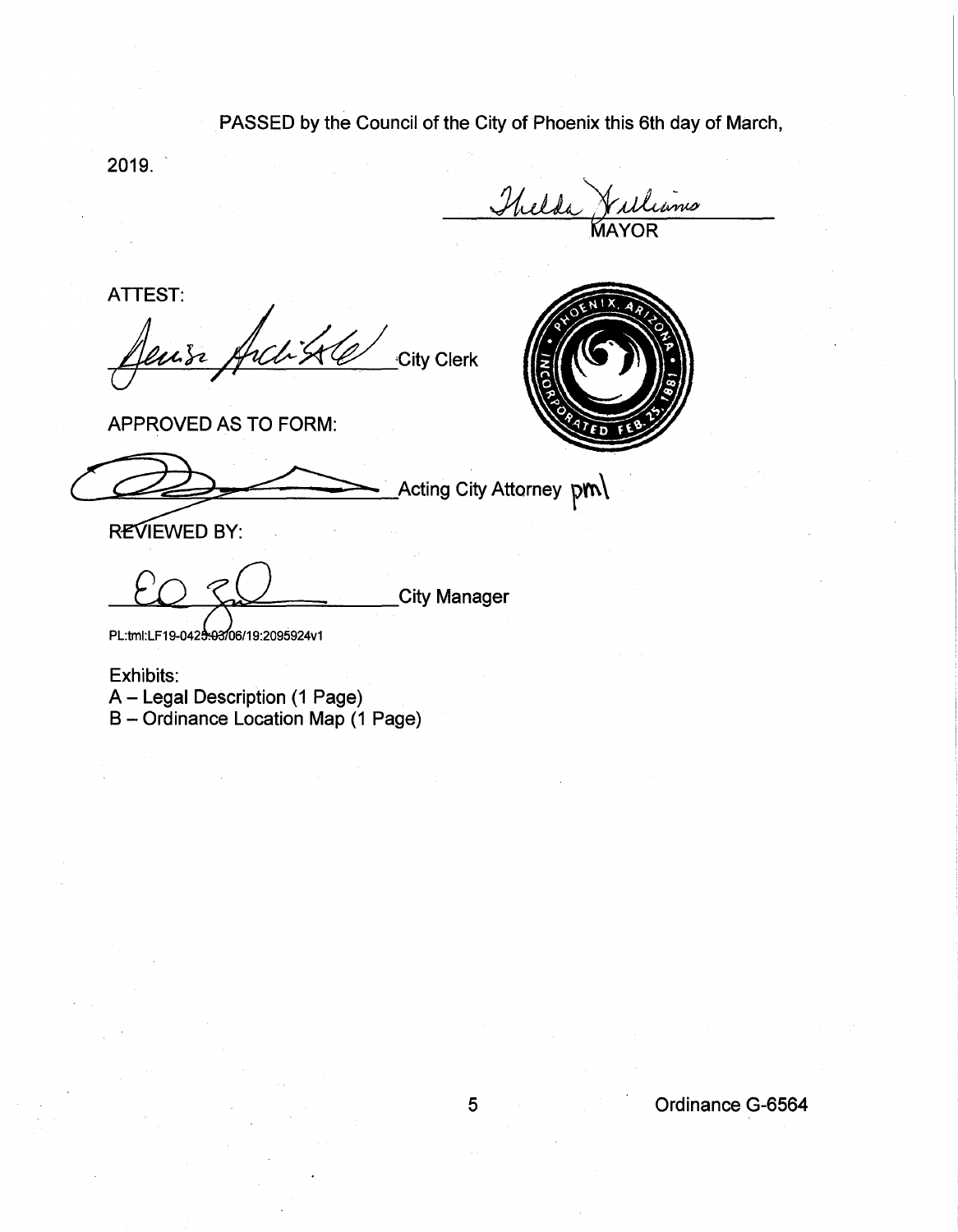PASSED by the Council of the City of Phoenix this 6th day of March, 2019.

_______________________ MAYOR

ATTEST:

_______________________ City Clerk

APPROVED AS TO FORM:

_______________________ Acting City Attorney pml

REVIEWED BY:

_______________________ City Manager

PL:tml:LF19-0425:03/06/19:2095924v1

Exhibits:
A – Legal Description (1 Page)
B – Ordinance Location Map (1 Page)

Ordinance G-6564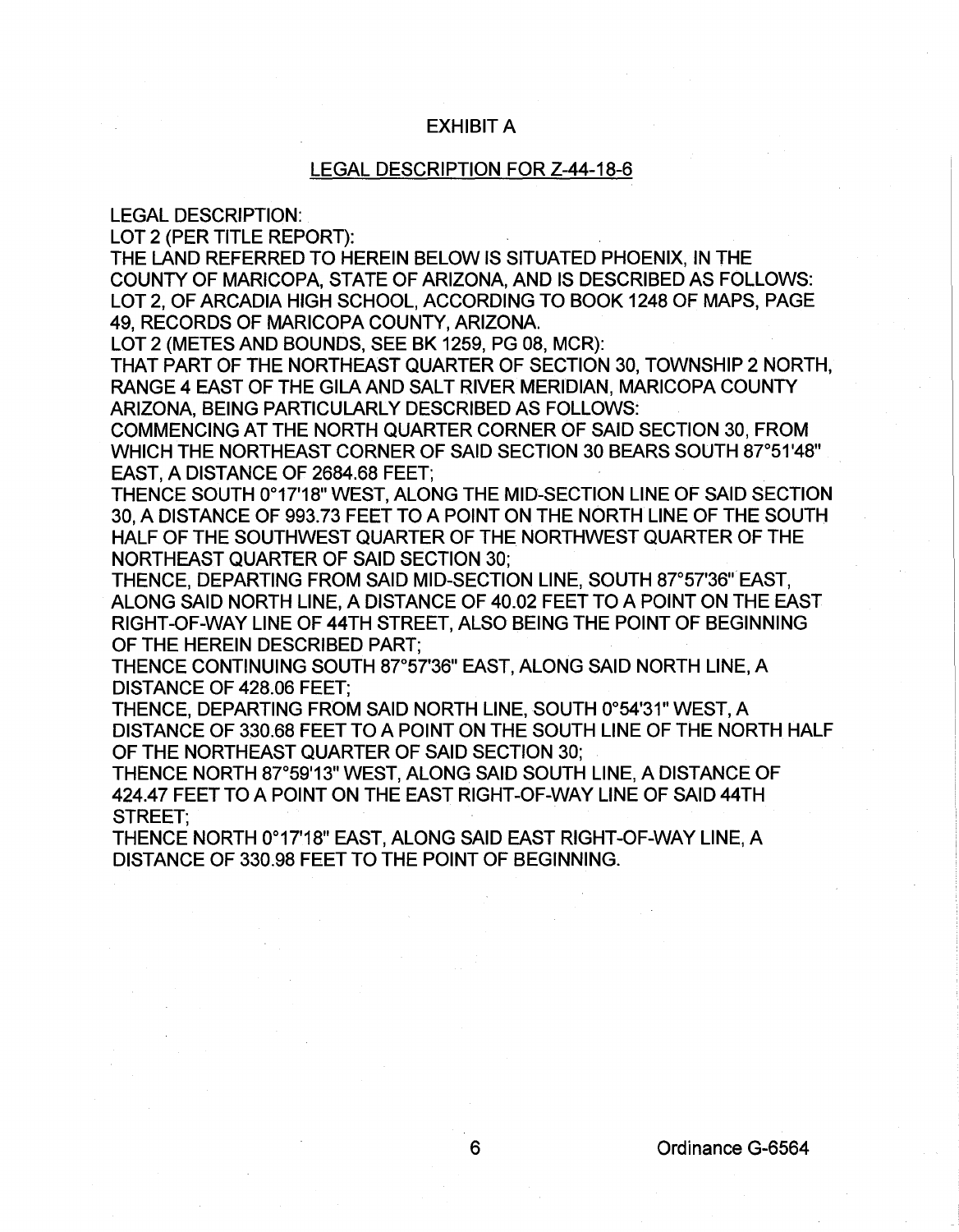# EXHIBIT A

## LEGAL DESCRIPTION FOR Z-44-18-6

LEGAL DESCRIPTION:
LOT 2 (PER TITLE REPORT):
THE LAND REFERRED TO HEREIN BELOW IS SITUATED PHOENIX, IN THE COUNTY OF MARICOPA, STATE OF ARIZONA, AND IS DESCRIBED AS FOLLOWS:
LOT 2, OF ARCADIA HIGH SCHOOL, ACCORDING TO BOOK 1248 OF MAPS, PAGE 49, RECORDS OF MARICOPA COUNTY, ARIZONA.
LOT 2 (METES AND BOUNDS, SEE BK 1259, PG 08, MCR):
THAT PART OF THE NORTHEAST QUARTER OF SECTION 30, TOWNSHIP 2 NORTH, RANGE 4 EAST OF THE GILA AND SALT RIVER MERIDIAN, MARICOPA COUNTY ARIZONA, BEING PARTICULARLY DESCRIBED AS FOLLOWS:
COMMENCING AT THE NORTH QUARTER CORNER OF SAID SECTION 30, FROM WHICH THE NORTHEAST CORNER OF SAID SECTION 30 BEARS SOUTH 87°51'48" EAST, A DISTANCE OF 2684.68 FEET;
THENCE SOUTH 0°17'18" WEST, ALONG THE MID-SECTION LINE OF SAID SECTION 30, A DISTANCE OF 993.73 FEET TO A POINT ON THE NORTH LINE OF THE SOUTH HALF OF THE SOUTHWEST QUARTER OF THE NORTHWEST QUARTER OF THE NORTHEAST QUARTER OF SAID SECTION 30;
THENCE, DEPARTING FROM SAID MID-SECTION LINE, SOUTH 87°57'36" EAST, ALONG SAID NORTH LINE, A DISTANCE OF 40.02 FEET TO A POINT ON THE EAST RIGHT-OF-WAY LINE OF 44TH STREET, ALSO BEING THE POINT OF BEGINNING OF THE HEREIN DESCRIBED PART;
THENCE CONTINUING SOUTH 87°57'36" EAST, ALONG SAID NORTH LINE, A DISTANCE OF 428.06 FEET;
THENCE, DEPARTING FROM SAID NORTH LINE, SOUTH 0°54'31" WEST, A DISTANCE OF 330.68 FEET TO A POINT ON THE SOUTH LINE OF THE NORTH HALF OF THE NORTHEAST QUARTER OF SAID SECTION 30;
THENCE NORTH 87°59'13" WEST, ALONG SAID SOUTH LINE, A DISTANCE OF 424.47 FEET TO A POINT ON THE EAST RIGHT-OF-WAY LINE OF SAID 44TH STREET;
THENCE NORTH 0°17'18" EAST, ALONG SAID EAST RIGHT-OF-WAY LINE, A DISTANCE OF 330.98 FEET TO THE POINT OF BEGINNING.

Ordinance G-6564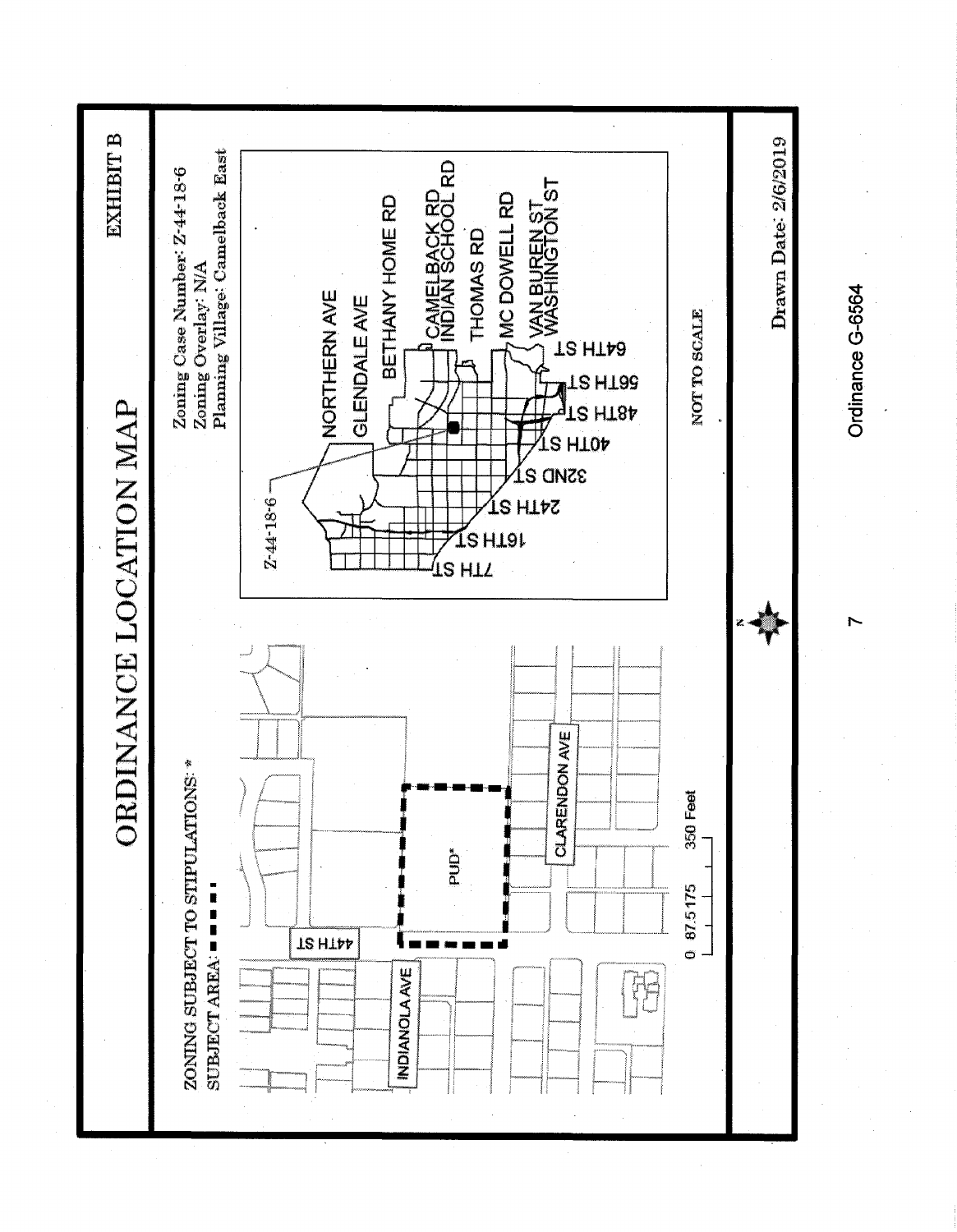# ORDINANCE LOCATION MAP

EXHIBIT B

ZONING SUBJECT TO STIPULATIONS: *
SUBJECT AREA: ■ ■ ■ ■

Zoning Case Number: Z-44-18-6
Zoning Overlay: N/A
Planning Village: Camelback East

44TH ST
INDIANOLA AVE
PUD*
CLARENDON AVE

0 87.5 175 350 Feet

Z-44-18-6

NORTHERN AVE
GLENDALE AVE
BETHANY HOME RD
CAMELBACK RD
INDIAN SCHOOL RD
THOMAS RD
MC DOWELL RD
VAN BUREN ST
WASHINGTON ST

7TH ST
16TH ST
24TH ST
32ND ST
40TH ST
48TH ST
56TH ST
64TH ST

NOT TO SCALE

N

Drawn Date: 2/6/2019

Ordinance G-6564